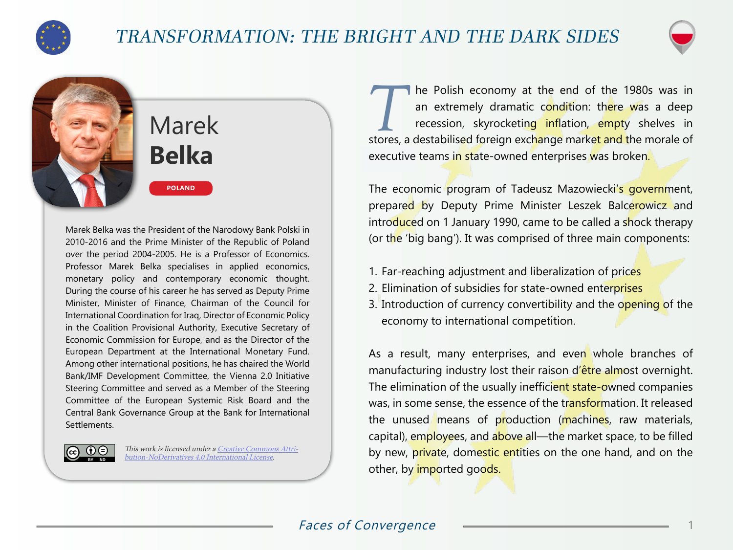# Marek **Belka**

**POLAND**

Marek Belka was the President of the Narodowy Bank Polski in 2010-2016 and the Prime Minister of the Republic of Poland over the period 2004-2005. He is a Professor of Economics. Professor Marek Belka specialises in applied economics, monetary policy and contemporary economic thought. During the course of his career he has served as Deputy Prime Minister, Minister of Finance, Chairman of the Council for International Coordination for Iraq, Director of Economic Policy in the Coalition Provisional Authority, Executive Secretary of Economic Commission for Europe, and as the Director of the European Department at the International Monetary Fund. Among other international positions, he has chaired the World Bank/IMF Development Committee, the Vienna 2.0 Initiative Steering Committee and served as a Member of the Steering Committee of the European Systemic Risk Board and the Central Bank Governance Group at the Bank for International Settlements.

*This work is licensed under a [Creative Commons Attribution-NoDerivatives 4.0 International License](https://creativecommons.org/licenses/by-nd/4.0/).*

The Polish economy at the end of the 1980s was in an extremely dramatic condition: there was a deep recession, skyrocketing inflation, empty shelves in stores, a destabilised foreign exchange market and the morale of executive teams in state-owned enterprises was broken.

The economic program of Tadeusz Mazowiecki's government, prepared by Deputy Prime Minister Leszek Balcerowicz and introduced on 1 January 1990, came to be called a shock therapy (or the 'big bang'). It was comprised of three main components:

1. Far-reaching adjustment and liberalization of prices
2. Elimination of subsidies for state-owned enterprises
3. Introduction of currency convertibility and the opening of the economy to international competition.

As a result, many enterprises, and even whole branches of manufacturing industry lost their raison d'être almost overnight. The elimination of the usually inefficient state-owned companies was, in some sense, the essence of the transformation. It released the unused means of production (machines, raw materials, capital), employees, and above all—the market space, to be filled by new, private, domestic entities on the one hand, and on the other, by imported goods.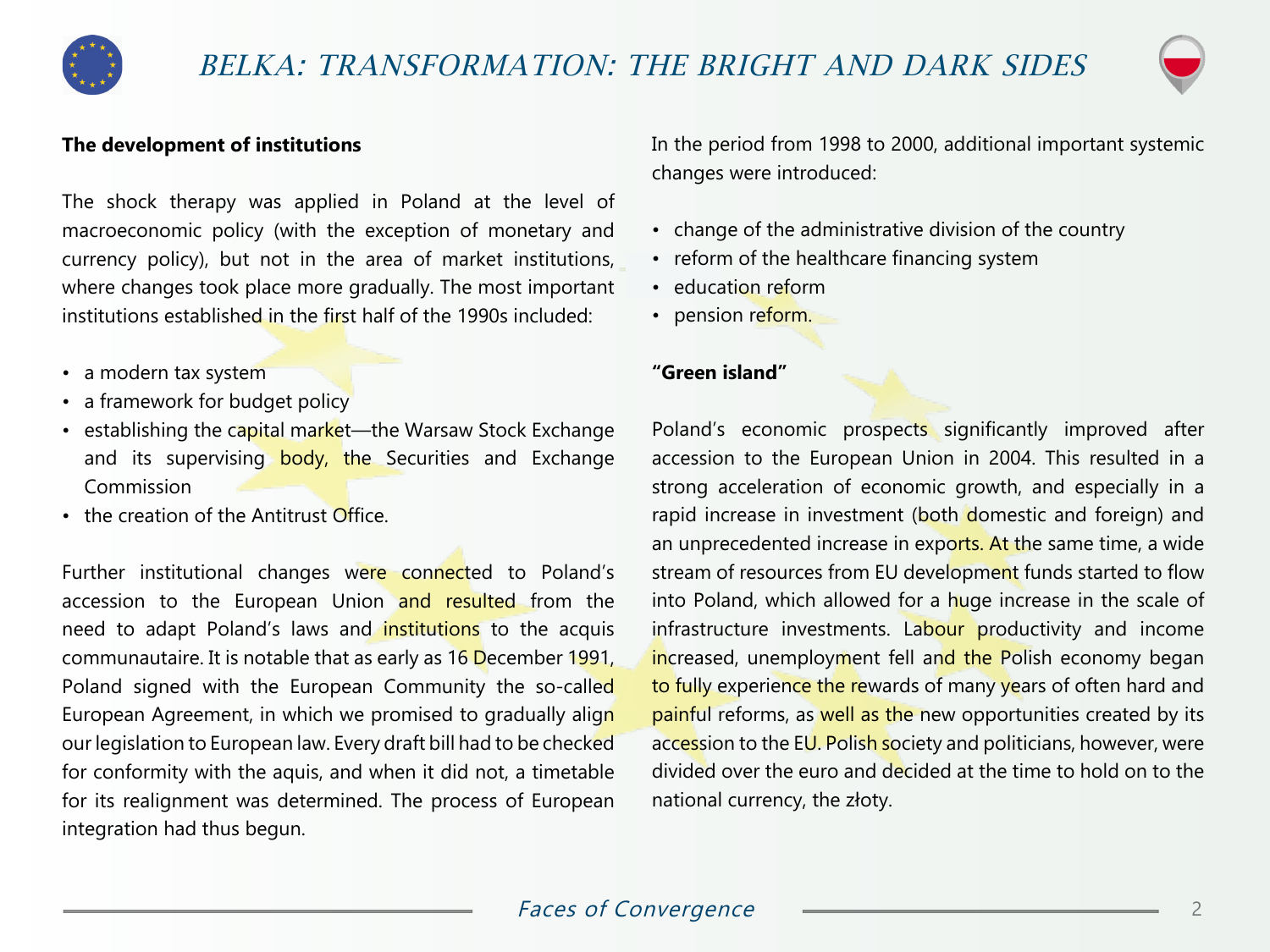## The development of institutions

The shock therapy was applied in Poland at the level of macroeconomic policy (with the exception of monetary and currency policy), but not in the area of market institutions, where changes took place more gradually. The most important institutions established in the first half of the 1990s included:

- a modern tax system
- a framework for budget policy
- establishing the capital market—the Warsaw Stock Exchange and its supervising body, the Securities and Exchange Commission
- the creation of the Antitrust Office.

Further institutional changes were connected to Poland's accession to the European Union and resulted from the need to adapt Poland's laws and institutions to the acquis communautaire. It is notable that as early as 16 December 1991, Poland signed with the European Community the so-called European Agreement, in which we promised to gradually align our legislation to European law. Every draft bill had to be checked for conformity with the aquis, and when it did not, a timetable for its realignment was determined. The process of European integration had thus begun.

In the period from 1998 to 2000, additional important systemic changes were introduced:

- change of the administrative division of the country
- reform of the healthcare financing system
- education reform
- pension reform.

## "Green island"

Poland's economic prospects significantly improved after accession to the European Union in 2004. This resulted in a strong acceleration of economic growth, and especially in a rapid increase in investment (both domestic and foreign) and an unprecedented increase in exports. At the same time, a wide stream of resources from EU development funds started to flow into Poland, which allowed for a huge increase in the scale of infrastructure investments. Labour productivity and income increased, unemployment fell and the Polish economy began to fully experience the rewards of many years of often hard and painful reforms, as well as the new opportunities created by its accession to the EU. Polish society and politicians, however, were divided over the euro and decided at the time to hold on to the national currency, the złoty.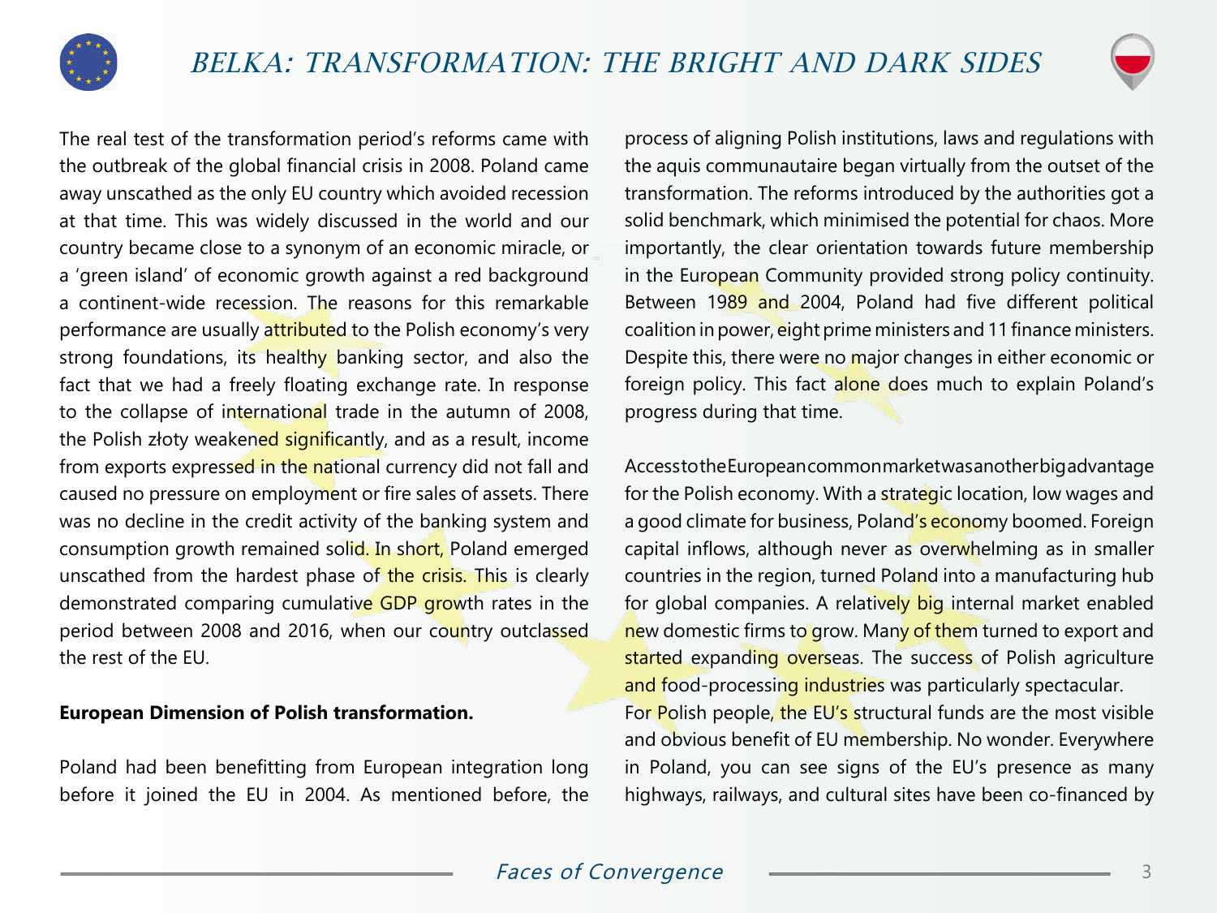The real test of the transformation period's reforms came with the outbreak of the global financial crisis in 2008. Poland came away unscathed as the only EU country which avoided recession at that time. This was widely discussed in the world and our country became close to a synonym of an economic miracle, or a 'green island' of economic growth against a red background a continent-wide recession. The reasons for this remarkable performance are usually attributed to the Polish economy's very strong foundations, its healthy banking sector, and also the fact that we had a freely floating exchange rate. In response to the collapse of international trade in the autumn of 2008, the Polish złoty weakened significantly, and as a result, income from exports expressed in the national currency did not fall and caused no pressure on employment or fire sales of assets. There was no decline in the credit activity of the banking system and consumption growth remained solid. In short, Poland emerged unscathed from the hardest phase of the crisis. This is clearly demonstrated comparing cumulative GDP growth rates in the period between 2008 and 2016, when our country outclassed the rest of the EU.

**European Dimension of Polish transformation.**

Poland had been benefitting from European integration long before it joined the EU in 2004. As mentioned before, the process of aligning Polish institutions, laws and regulations with the aquis communautaire began virtually from the outset of the transformation. The reforms introduced by the authorities got a solid benchmark, which minimised the potential for chaos. More importantly, the clear orientation towards future membership in the European Community provided strong policy continuity. Between 1989 and 2004, Poland had five different political coalition in power, eight prime ministers and 11 finance ministers. Despite this, there were no major changes in either economic or foreign policy. This fact alone does much to explain Poland's progress during that time.

Access to the European common market was another big advantage for the Polish economy. With a strategic location, low wages and a good climate for business, Poland's economy boomed. Foreign capital inflows, although never as overwhelming as in smaller countries in the region, turned Poland into a manufacturing hub for global companies. A relatively big internal market enabled new domestic firms to grow. Many of them turned to export and started expanding overseas. The success of Polish agriculture and food-processing industries was particularly spectacular.

For Polish people, the EU's structural funds are the most visible and obvious benefit of EU membership. No wonder. Everywhere in Poland, you can see signs of the EU's presence as many highways, railways, and cultural sites have been co-financed by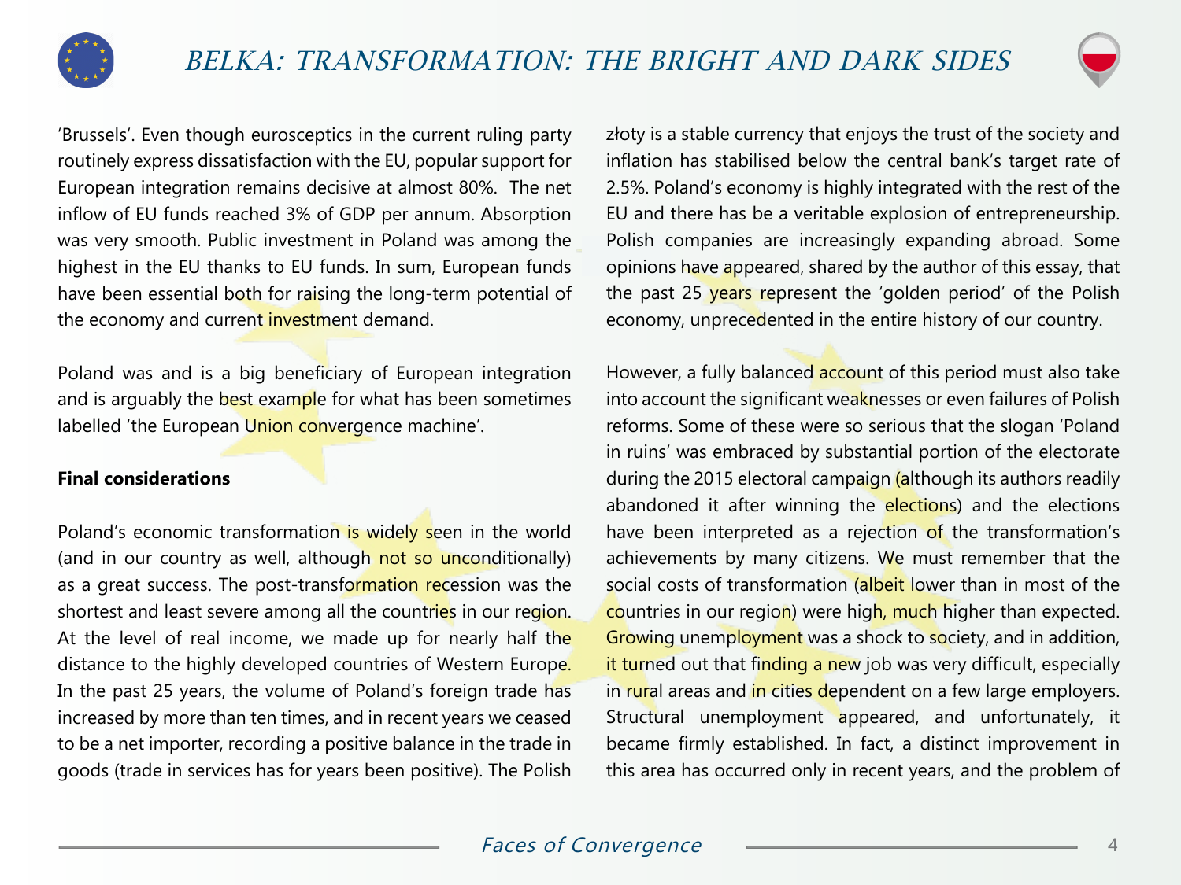'Brussels'. Even though eurosceptics in the current ruling party routinely express dissatisfaction with the EU, popular support for European integration remains decisive at almost 80%. The net inflow of EU funds reached 3% of GDP per annum. Absorption was very smooth. Public investment in Poland was among the highest in the EU thanks to EU funds. In sum, European funds have been essential both for raising the long-term potential of the economy and current investment demand.

Poland was and is a big beneficiary of European integration and is arguably the best example for what has been sometimes labelled 'the European Union convergence machine'.

**Final considerations**

Poland's economic transformation is widely seen in the world (and in our country as well, although not so unconditionally) as a great success. The post-transformation recession was the shortest and least severe among all the countries in our region. At the level of real income, we made up for nearly half the distance to the highly developed countries of Western Europe. In the past 25 years, the volume of Poland's foreign trade has increased by more than ten times, and in recent years we ceased to be a net importer, recording a positive balance in the trade in goods (trade in services has for years been positive). The Polish złoty is a stable currency that enjoys the trust of the society and inflation has stabilised below the central bank's target rate of 2.5%. Poland's economy is highly integrated with the rest of the EU and there has be a veritable explosion of entrepreneurship. Polish companies are increasingly expanding abroad. Some opinions have appeared, shared by the author of this essay, that the past 25 years represent the 'golden period' of the Polish economy, unprecedented in the entire history of our country.

However, a fully balanced account of this period must also take into account the significant weaknesses or even failures of Polish reforms. Some of these were so serious that the slogan 'Poland in ruins' was embraced by substantial portion of the electorate during the 2015 electoral campaign (although its authors readily abandoned it after winning the elections) and the elections have been interpreted as a rejection of the transformation's achievements by many citizens. We must remember that the social costs of transformation (albeit lower than in most of the countries in our region) were high, much higher than expected. Growing unemployment was a shock to society, and in addition, it turned out that finding a new job was very difficult, especially in rural areas and in cities dependent on a few large employers. Structural unemployment appeared, and unfortunately, it became firmly established. In fact, a distinct improvement in this area has occurred only in recent years, and the problem of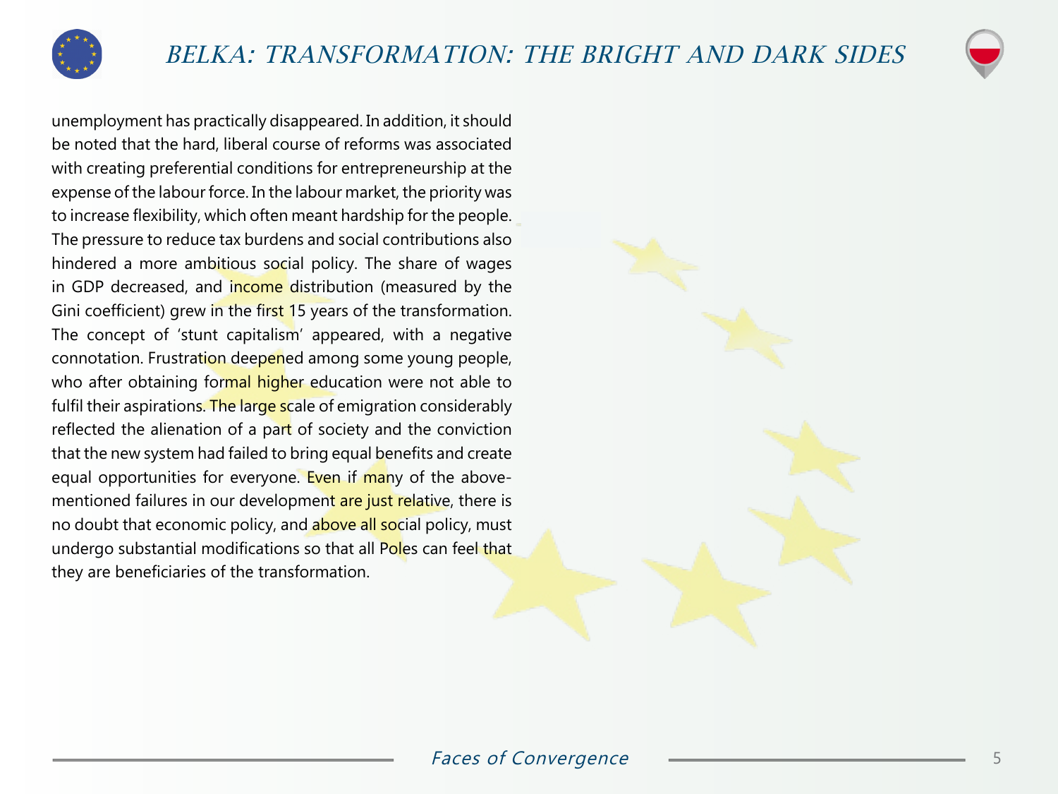unemployment has practically disappeared. In addition, it should be noted that the hard, liberal course of reforms was associated with creating preferential conditions for entrepreneurship at the expense of the labour force. In the labour market, the priority was to increase flexibility, which often meant hardship for the people. The pressure to reduce tax burdens and social contributions also hindered a more ambitious social policy. The share of wages in GDP decreased, and income distribution (measured by the Gini coefficient) grew in the first 15 years of the transformation. The concept of 'stunt capitalism' appeared, with a negative connotation. Frustration deepened among some young people, who after obtaining formal higher education were not able to fulfil their aspirations. The large scale of emigration considerably reflected the alienation of a part of society and the conviction that the new system had failed to bring equal benefits and create equal opportunities for everyone. Even if many of the above-mentioned failures in our development are just relative, there is no doubt that economic policy, and above all social policy, must undergo substantial modifications so that all Poles can feel that they are beneficiaries of the transformation.